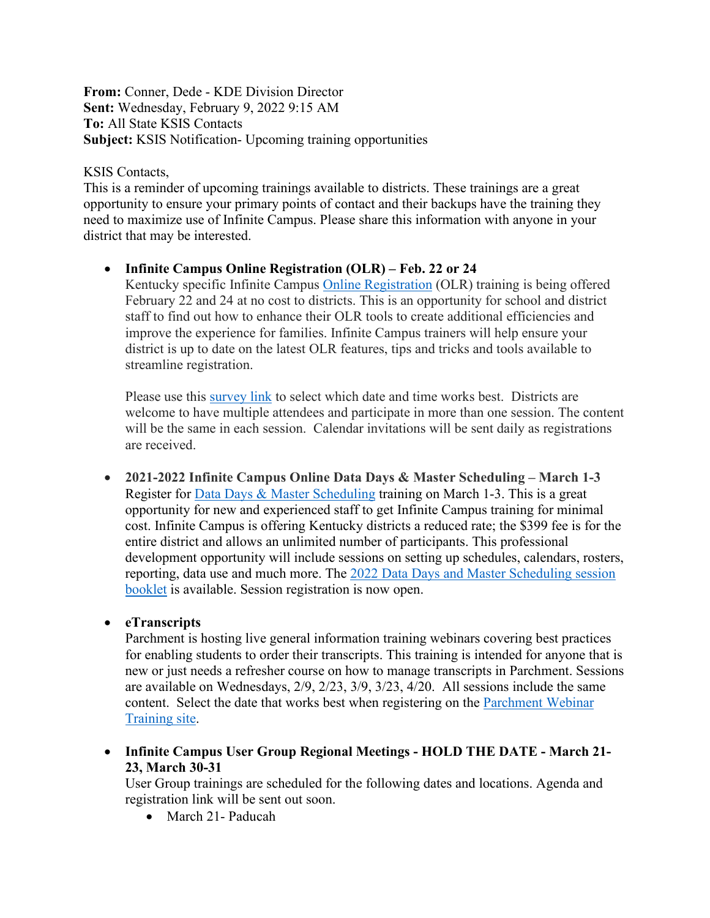**From:** Conner, Dede - KDE Division Director
**Sent:** Wednesday, February 9, 2022 9:15 AM
**To:** All State KSIS Contacts
**Subject:** KSIS Notification- Upcoming training opportunities

KSIS Contacts,
This is a reminder of upcoming trainings available to districts. These trainings are a great opportunity to ensure your primary points of contact and their backups have the training they need to maximize use of Infinite Campus. Please share this information with anyone in your district that may be interested.

- **Infinite Campus Online Registration (OLR) – Feb. 22 or 24**
  Kentucky specific Infinite Campus Online Registration (OLR) training is being offered February 22 and 24 at no cost to districts. This is an opportunity for school and district staff to find out how to enhance their OLR tools to create additional efficiencies and improve the experience for families. Infinite Campus trainers will help ensure your district is up to date on the latest OLR features, tips and tricks and tools available to streamline registration.

  Please use this survey link to select which date and time works best. Districts are welcome to have multiple attendees and participate in more than one session. The content will be the same in each session. Calendar invitations will be sent daily as registrations are received.

- **2021-2022 Infinite Campus Online Data Days & Master Scheduling – March 1-3**
  Register for Data Days & Master Scheduling training on March 1-3. This is a great opportunity for new and experienced staff to get Infinite Campus training for minimal cost. Infinite Campus is offering Kentucky districts a reduced rate; the $399 fee is for the entire district and allows an unlimited number of participants. This professional development opportunity will include sessions on setting up schedules, calendars, rosters, reporting, data use and much more. The 2022 Data Days and Master Scheduling session booklet is available. Session registration is now open.

- **eTranscripts**
  Parchment is hosting live general information training webinars covering best practices for enabling students to order their transcripts. This training is intended for anyone that is new or just needs a refresher course on how to manage transcripts in Parchment. Sessions are available on Wednesdays, 2/9, 2/23, 3/9, 3/23, 4/20. All sessions include the same content. Select the date that works best when registering on the Parchment Webinar Training site.

- **Infinite Campus User Group Regional Meetings - HOLD THE DATE - March 21-23, March 30-31**
  User Group trainings are scheduled for the following dates and locations. Agenda and registration link will be sent out soon.
  - March 21- Paducah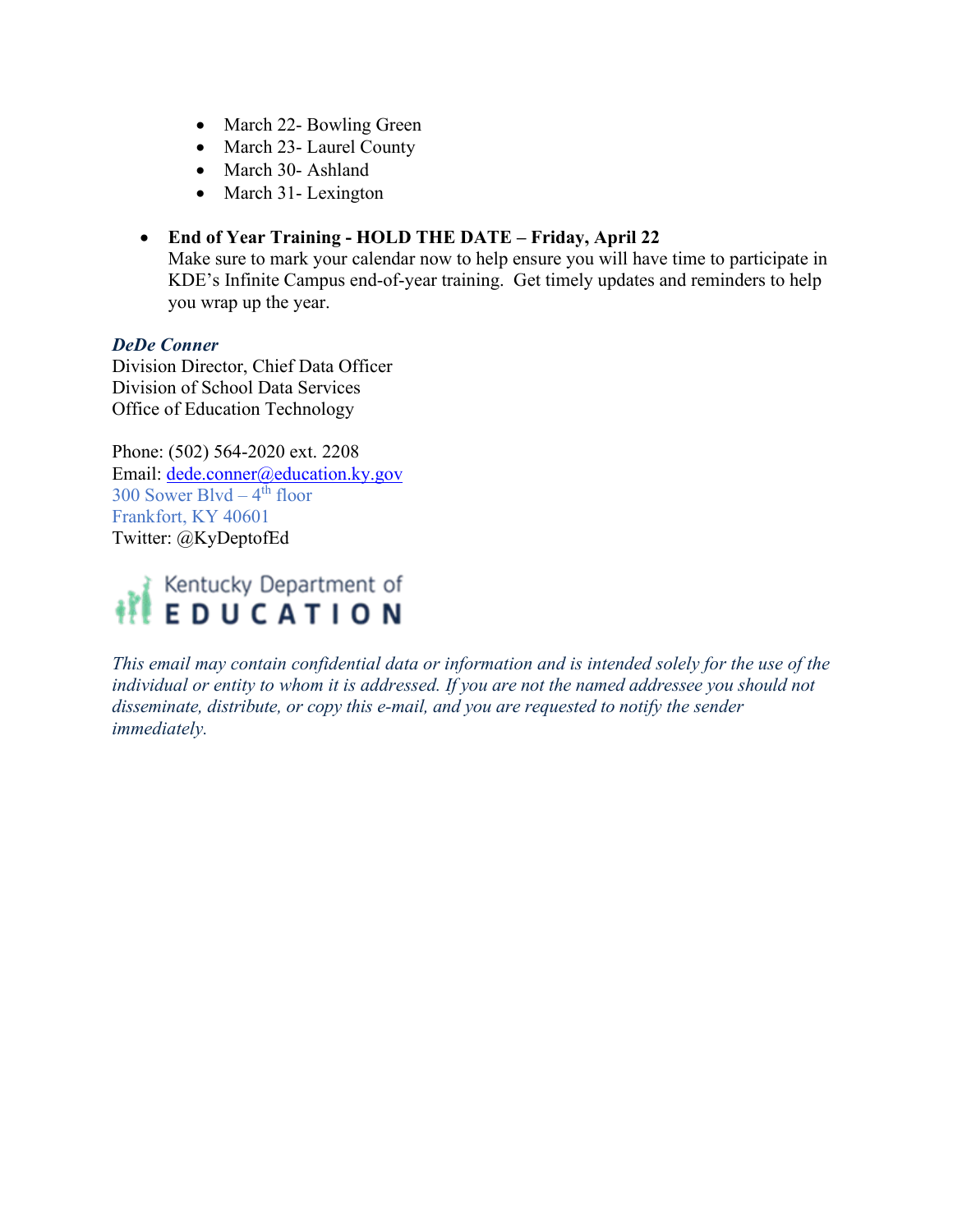- March 22- Bowling Green
  - March 23- Laurel County
  - March 30- Ashland
  - March 31- Lexington

- **End of Year Training - HOLD THE DATE – Friday, April 22**
  Make sure to mark your calendar now to help ensure you will have time to participate in KDE's Infinite Campus end-of-year training. Get timely updates and reminders to help you wrap up the year.

***DeDe Conner***
Division Director, Chief Data Officer
Division of School Data Services
Office of Education Technology

Phone: (502) 564-2020 ext. 2208
Email: dede.conner@education.ky.gov
300 Sower Blvd – 4th floor
Frankfort, KY 40601
Twitter: @KyDeptofEd

Kentucky Department of
EDUCATION

*This email may contain confidential data or information and is intended solely for the use of the individual or entity to whom it is addressed. If you are not the named addressee you should not disseminate, distribute, or copy this e-mail, and you are requested to notify the sender immediately.*